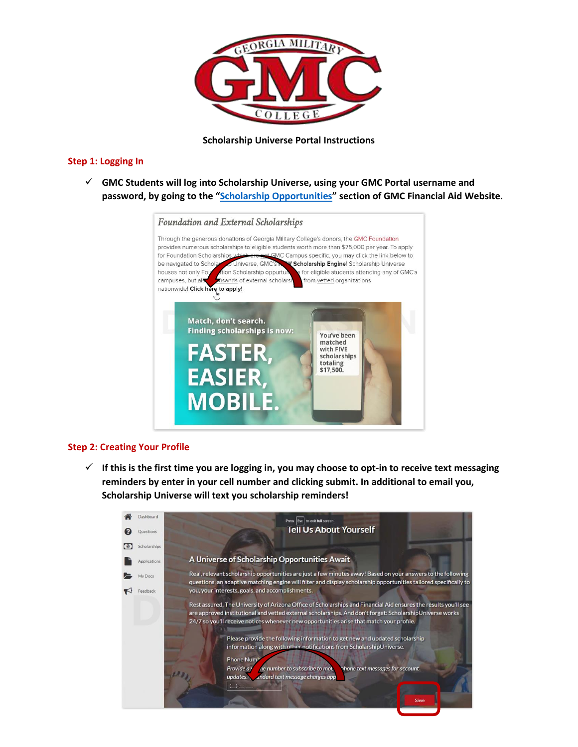**Scholarship Universe Portal Instructions**

## Step 1: Logging In

- ✓ **GMC Students will log into Scholarship Universe, using your GMC Portal username and password, by going to the "[Scholarship Opportunities]" section of GMC Financial Aid Website.**

## Step 2: Creating Your Profile

- ✓ **If this is the first time you are logging in, you may choose to opt-in to receive text messaging reminders by enter in your cell number and clicking submit. In additional to email you, Scholarship Universe will text you scholarship reminders!**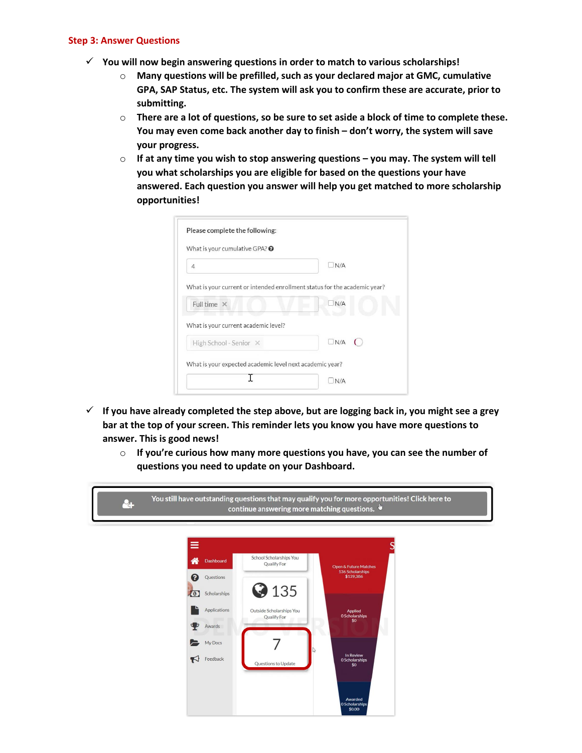## Step 3: Answer Questions

- ✓ **You will now begin answering questions in order to match to various scholarships!**
  - **Many questions will be prefilled, such as your declared major at GMC, cumulative GPA, SAP Status, etc. The system will ask you to confirm these are accurate, prior to submitting.**
  - **There are a lot of questions, so be sure to set aside a block of time to complete these. You may even come back another day to finish – don't worry, the system will save your progress.**
  - **If at any time you wish to stop answering questions – you may. The system will tell you what scholarships you are eligible for based on the questions your have answered. Each question you answer will help you get matched to more scholarship opportunities!**

- ✓ **If you have already completed the step above, but are logging back in, you might see a grey bar at the top of your screen. This reminder lets you know you have more questions to answer. This is good news!**
  - **If you're curious how many more questions you have, you can see the number of questions you need to update on your Dashboard.**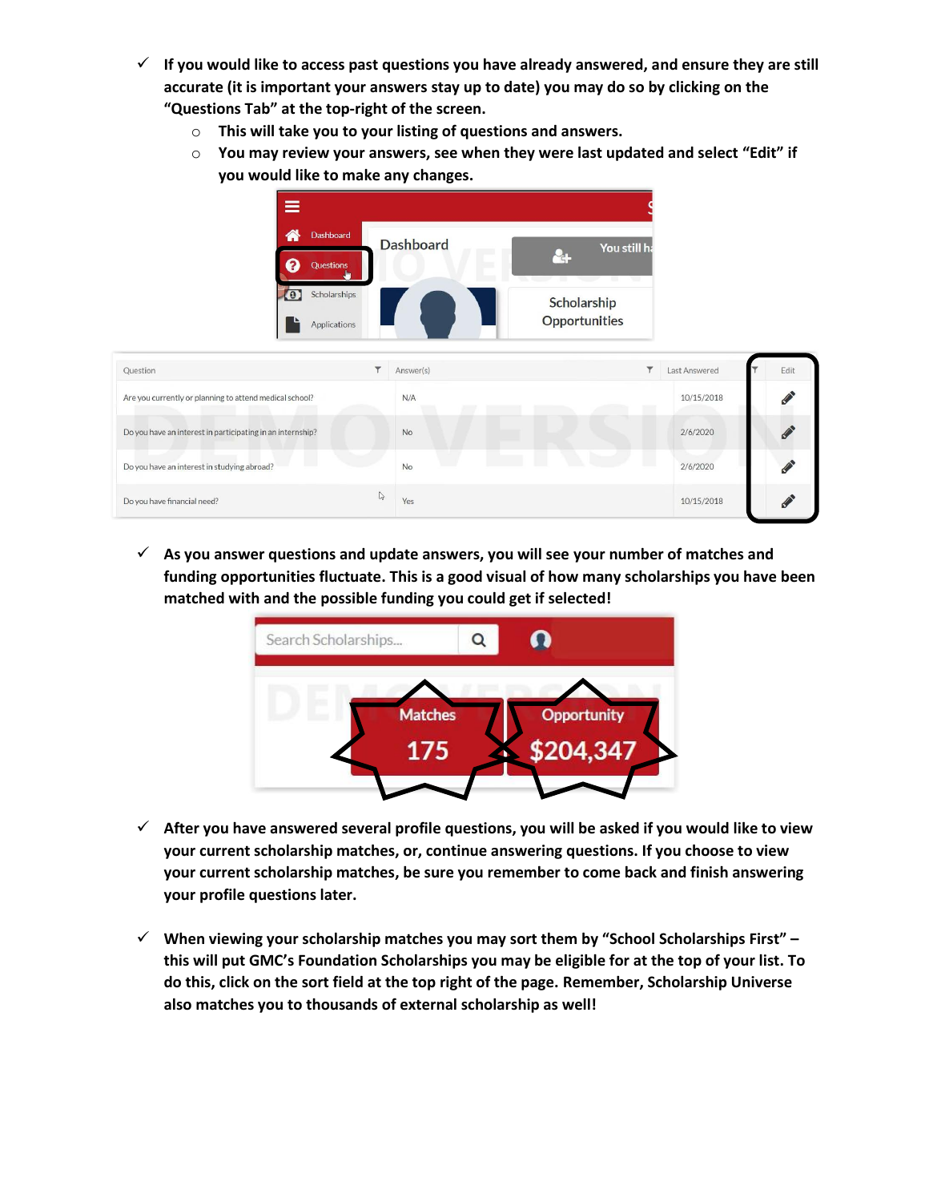- ✓ **If you would like to access past questions you have already answered, and ensure they are still accurate (it is important your answers stay up to date) you may do so by clicking on the "Questions Tab" at the top-right of the screen.**
  - **This will take you to your listing of questions and answers.**
  - **You may review your answers, see when they were last updated and select "Edit" if you would like to make any changes.**

- ✓ **As you answer questions and update answers, you will see your number of matches and funding opportunities fluctuate. This is a good visual of how many scholarships you have been matched with and the possible funding you could get if selected!**

- ✓ **After you have answered several profile questions, you will be asked if you would like to view your current scholarship matches, or, continue answering questions. If you choose to view your current scholarship matches, be sure you remember to come back and finish answering your profile questions later.**

- ✓ **When viewing your scholarship matches you may sort them by "School Scholarships First" – this will put GMC's Foundation Scholarships you may be eligible for at the top of your list. To do this, click on the sort field at the top right of the page. Remember, Scholarship Universe also matches you to thousands of external scholarship as well!**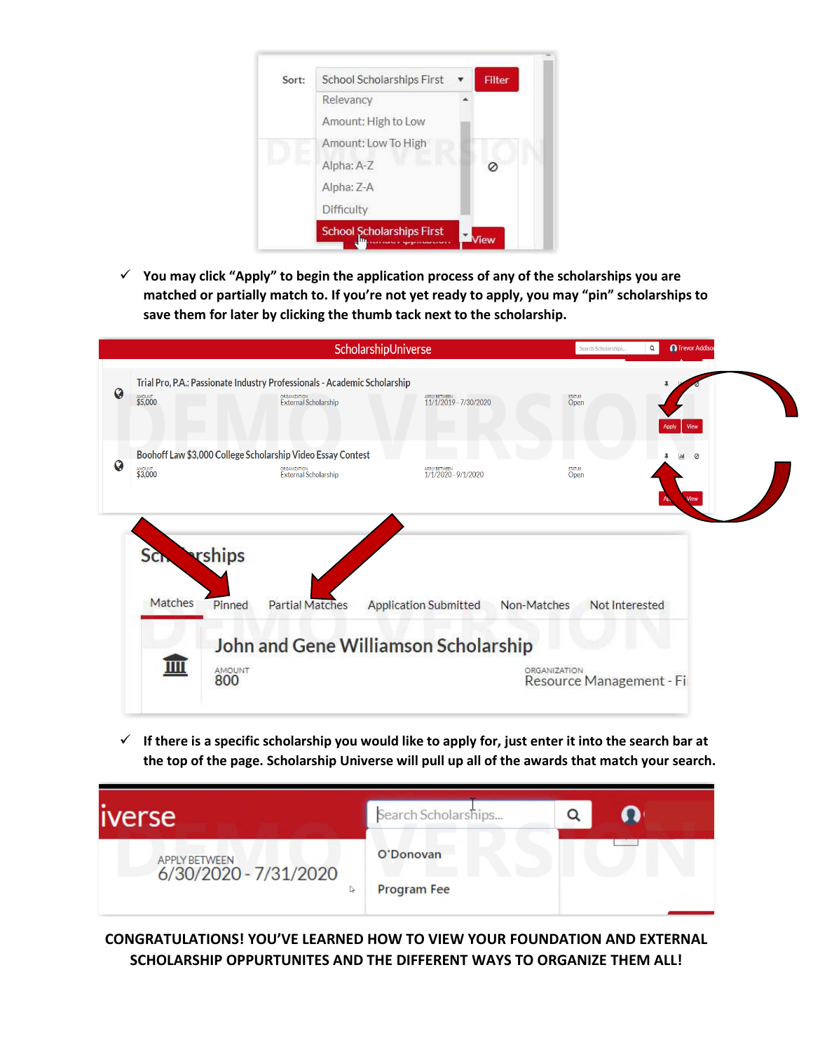- ✓ You may click "Apply" to begin the application process of any of the scholarships you are matched or partially match to. If you're not yet ready to apply, you may "pin" scholarships to save them for later by clicking the thumb tack next to the scholarship.

- ✓ If there is a specific scholarship you would like to apply for, just enter it into the search bar at the top of the page. Scholarship Universe will pull up all of the awards that match your search.

**CONGRATULATIONS! YOU'VE LEARNED HOW TO VIEW YOUR FOUNDATION AND EXTERNAL SCHOLARSHIP OPPURTUNITES AND THE DIFFERENT WAYS TO ORGANIZE THEM ALL!**